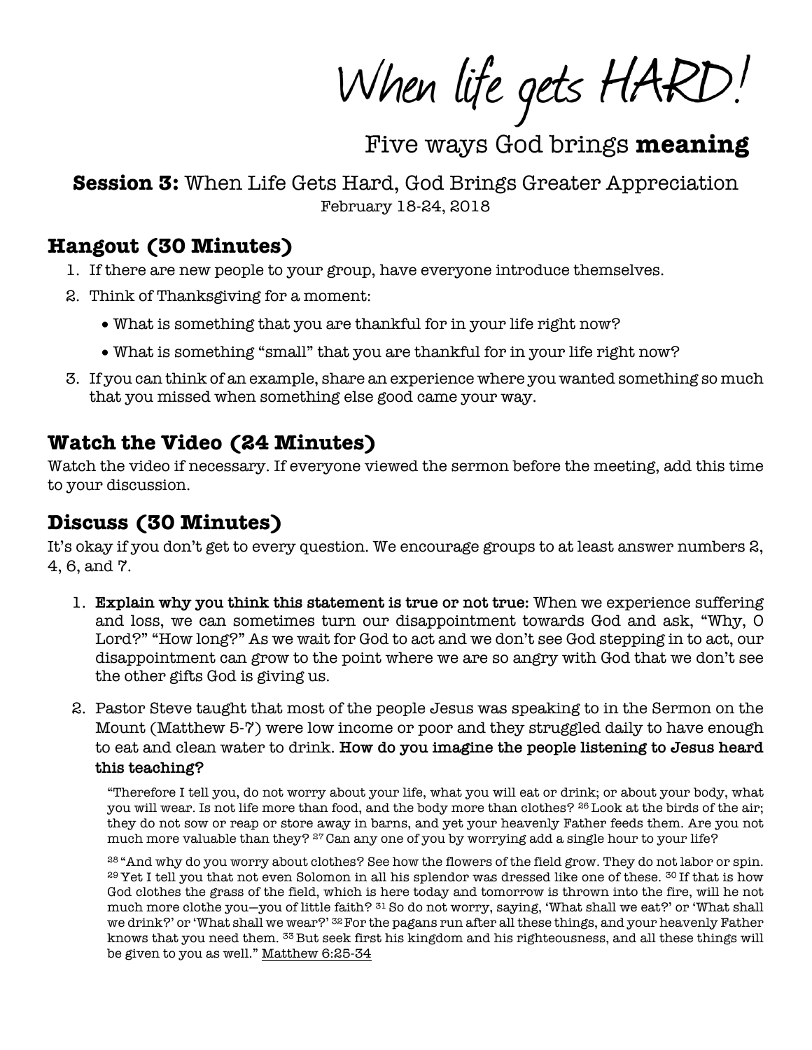# When life gets HARD!

## Five ways God brings **meaning**

### **Session 3:** When Life Gets Hard, God Brings Greater Appreciation

February 18-24, 2018

## Hangout (30 Minutes)

1. If there are new people to your group, have everyone introduce themselves.
2. Think of Thanksgiving for a moment:
   - What is something that you are thankful for in your life right now?
   - What is something "small" that you are thankful for in your life right now?
3. If you can think of an example, share an experience where you wanted something so much that you missed when something else good came your way.

## Watch the Video (24 Minutes)

Watch the video if necessary. If everyone viewed the sermon before the meeting, add this time to your discussion.

## Discuss (30 Minutes)

It's okay if you don't get to every question. We encourage groups to at least answer numbers 2, 4, 6, and 7.

1. **Explain why you think this statement is true or not true:** When we experience suffering and loss, we can sometimes turn our disappointment towards God and ask, "Why, O Lord?" "How long?" As we wait for God to act and we don't see God stepping in to act, our disappointment can grow to the point where we are so angry with God that we don't see the other gifts God is giving us.
2. Pastor Steve taught that most of the people Jesus was speaking to in the Sermon on the Mount (Matthew 5-7) were low income or poor and they struggled daily to have enough to eat and clean water to drink. **How do you imagine the people listening to Jesus heard this teaching?**

   "Therefore I tell you, do not worry about your life, what you will eat or drink; or about your body, what you will wear. Is not life more than food, and the body more than clothes? [26] Look at the birds of the air; they do not sow or reap or store away in barns, and yet your heavenly Father feeds them. Are you not much more valuable than they? [27] Can any one of you by worrying add a single hour to your life?

   [28] "And why do you worry about clothes? See how the flowers of the field grow. They do not labor or spin. [29] Yet I tell you that not even Solomon in all his splendor was dressed like one of these. [30] If that is how God clothes the grass of the field, which is here today and tomorrow is thrown into the fire, will he not much more clothe you—you of little faith? [31] So do not worry, saying, 'What shall we eat?' or 'What shall we drink?' or 'What shall we wear?' [32] For the pagans run after all these things, and your heavenly Father knows that you need them. [33] But seek first his kingdom and his righteousness, and all these things will be given to you as well." Matthew 6:25-34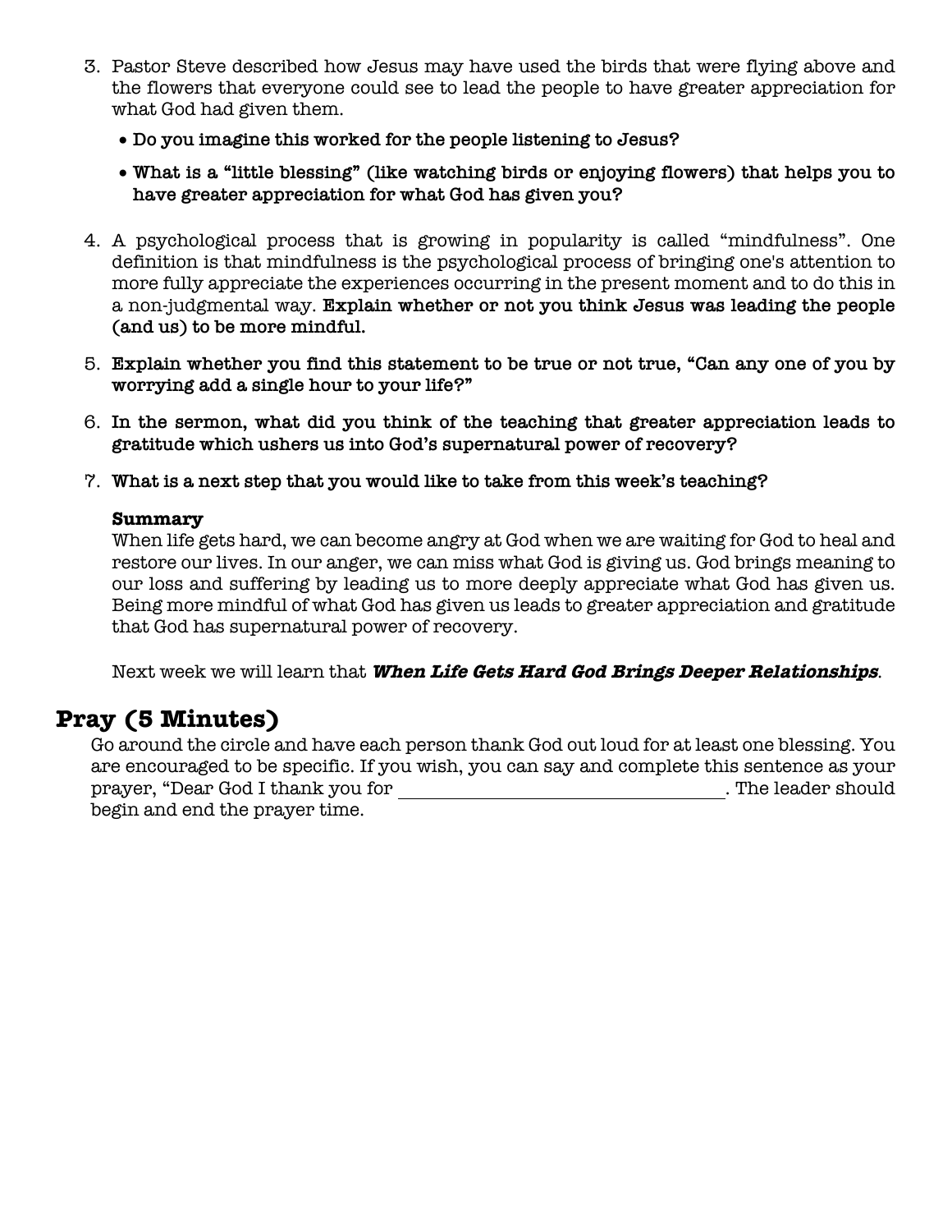3. Pastor Steve described how Jesus may have used the birds that were flying above and the flowers that everyone could see to lead the people to have greater appreciation for what God had given them.
   - **Do you imagine this worked for the people listening to Jesus?**
   - **What is a "little blessing" (like watching birds or enjoying flowers) that helps you to have greater appreciation for what God has given you?**

4. A psychological process that is growing in popularity is called "mindfulness". One definition is that mindfulness is the psychological process of bringing one's attention to more fully appreciate the experiences occurring in the present moment and to do this in a non-judgmental way. **Explain whether or not you think Jesus was leading the people (and us) to be more mindful.**

5. **Explain whether you find this statement to be true or not true, "Can any one of you by worrying add a single hour to your life?"**

6. **In the sermon, what did you think of the teaching that greater appreciation leads to gratitude which ushers us into God's supernatural power of recovery?**

7. **What is a next step that you would like to take from this week's teaching?**

**Summary**
When life gets hard, we can become angry at God when we are waiting for God to heal and restore our lives. In our anger, we can miss what God is giving us. God brings meaning to our loss and suffering by leading us to more deeply appreciate what God has given us. Being more mindful of what God has given us leads to greater appreciation and gratitude that God has supernatural power of recovery.

Next week we will learn that ***When Life Gets Hard God Brings Deeper Relationships***.

## Pray (5 Minutes)

Go around the circle and have each person thank God out loud for at least one blessing. You are encouraged to be specific. If you wish, you can say and complete this sentence as your prayer, "Dear God I thank you for ___________________________. The leader should begin and end the prayer time.